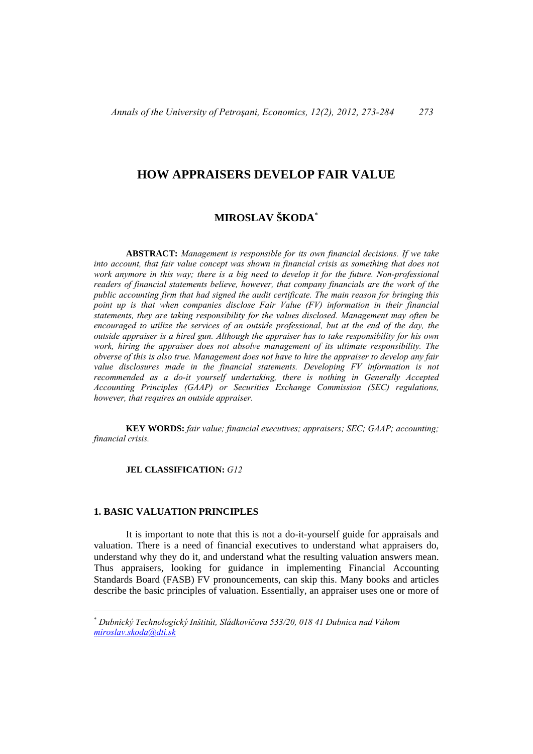# HOW APPRAISERS DEVELOP FAIR VALUE

## MIROSLAV ŠKODA[*]

**ABSTRACT:** *Management is responsible for its own financial decisions. If we take into account, that fair value concept was shown in financial crisis as something that does not work anymore in this way; there is a big need to develop it for the future. Non-professional readers of financial statements believe, however, that company financials are the work of the public accounting firm that had signed the audit certificate. The main reason for bringing this point up is that when companies disclose Fair Value (FV) information in their financial statements, they are taking responsibility for the values disclosed. Management may often be encouraged to utilize the services of an outside professional, but at the end of the day, the outside appraiser is a hired gun. Although the appraiser has to take responsibility for his own work, hiring the appraiser does not absolve management of its ultimate responsibility. The obverse of this is also true. Management does not have to hire the appraiser to develop any fair value disclosures made in the financial statements. Developing FV information is not recommended as a do-it yourself undertaking, there is nothing in Generally Accepted Accounting Principles (GAAP) or Securities Exchange Commission (SEC) regulations, however, that requires an outside appraiser.*

**KEY WORDS:** *fair value; financial executives; appraisers; SEC; GAAP; accounting; financial crisis.*

**JEL CLASSIFICATION:** *G12*

### 1. BASIC VALUATION PRINCIPLES

It is important to note that this is not a do-it-yourself guide for appraisals and valuation. There is a need of financial executives to understand what appraisers do, understand why they do it, and understand what the resulting valuation answers mean. Thus appraisers, looking for guidance in implementing Financial Accounting Standards Board (FASB) FV pronouncements, can skip this. Many books and articles describe the basic principles of valuation. Essentially, an appraiser uses one or more of

---

[*] *Dubnický Technologický Inštitút, Sládkovičova 533/20, 018 41 Dubnica nad Váhom*
*miroslav.skoda@dti.sk*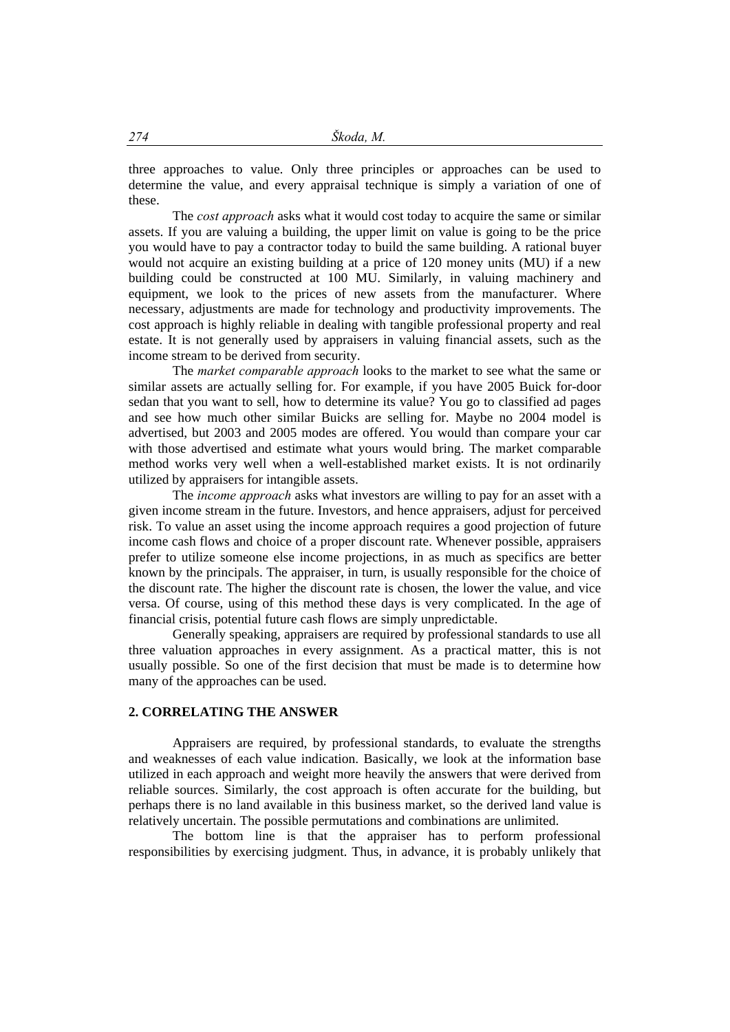three approaches to value. Only three principles or approaches can be used to determine the value, and every appraisal technique is simply a variation of one of these.

The *cost approach* asks what it would cost today to acquire the same or similar assets. If you are valuing a building, the upper limit on value is going to be the price you would have to pay a contractor today to build the same building. A rational buyer would not acquire an existing building at a price of 120 money units (MU) if a new building could be constructed at 100 MU. Similarly, in valuing machinery and equipment, we look to the prices of new assets from the manufacturer. Where necessary, adjustments are made for technology and productivity improvements. The cost approach is highly reliable in dealing with tangible professional property and real estate. It is not generally used by appraisers in valuing financial assets, such as the income stream to be derived from security.

The *market comparable approach* looks to the market to see what the same or similar assets are actually selling for. For example, if you have 2005 Buick for-door sedan that you want to sell, how to determine its value? You go to classified ad pages and see how much other similar Buicks are selling for. Maybe no 2004 model is advertised, but 2003 and 2005 modes are offered. You would than compare your car with those advertised and estimate what yours would bring. The market comparable method works very well when a well-established market exists. It is not ordinarily utilized by appraisers for intangible assets.

The *income approach* asks what investors are willing to pay for an asset with a given income stream in the future. Investors, and hence appraisers, adjust for perceived risk. To value an asset using the income approach requires a good projection of future income cash flows and choice of a proper discount rate. Whenever possible, appraisers prefer to utilize someone else income projections, in as much as specifics are better known by the principals. The appraiser, in turn, is usually responsible for the choice of the discount rate. The higher the discount rate is chosen, the lower the value, and vice versa. Of course, using of this method these days is very complicated. In the age of financial crisis, potential future cash flows are simply unpredictable.

Generally speaking, appraisers are required by professional standards to use all three valuation approaches in every assignment. As a practical matter, this is not usually possible. So one of the first decision that must be made is to determine how many of the approaches can be used.

## 2. CORRELATING THE ANSWER

Appraisers are required, by professional standards, to evaluate the strengths and weaknesses of each value indication. Basically, we look at the information base utilized in each approach and weight more heavily the answers that were derived from reliable sources. Similarly, the cost approach is often accurate for the building, but perhaps there is no land available in this business market, so the derived land value is relatively uncertain. The possible permutations and combinations are unlimited.

The bottom line is that the appraiser has to perform professional responsibilities by exercising judgment. Thus, in advance, it is probably unlikely that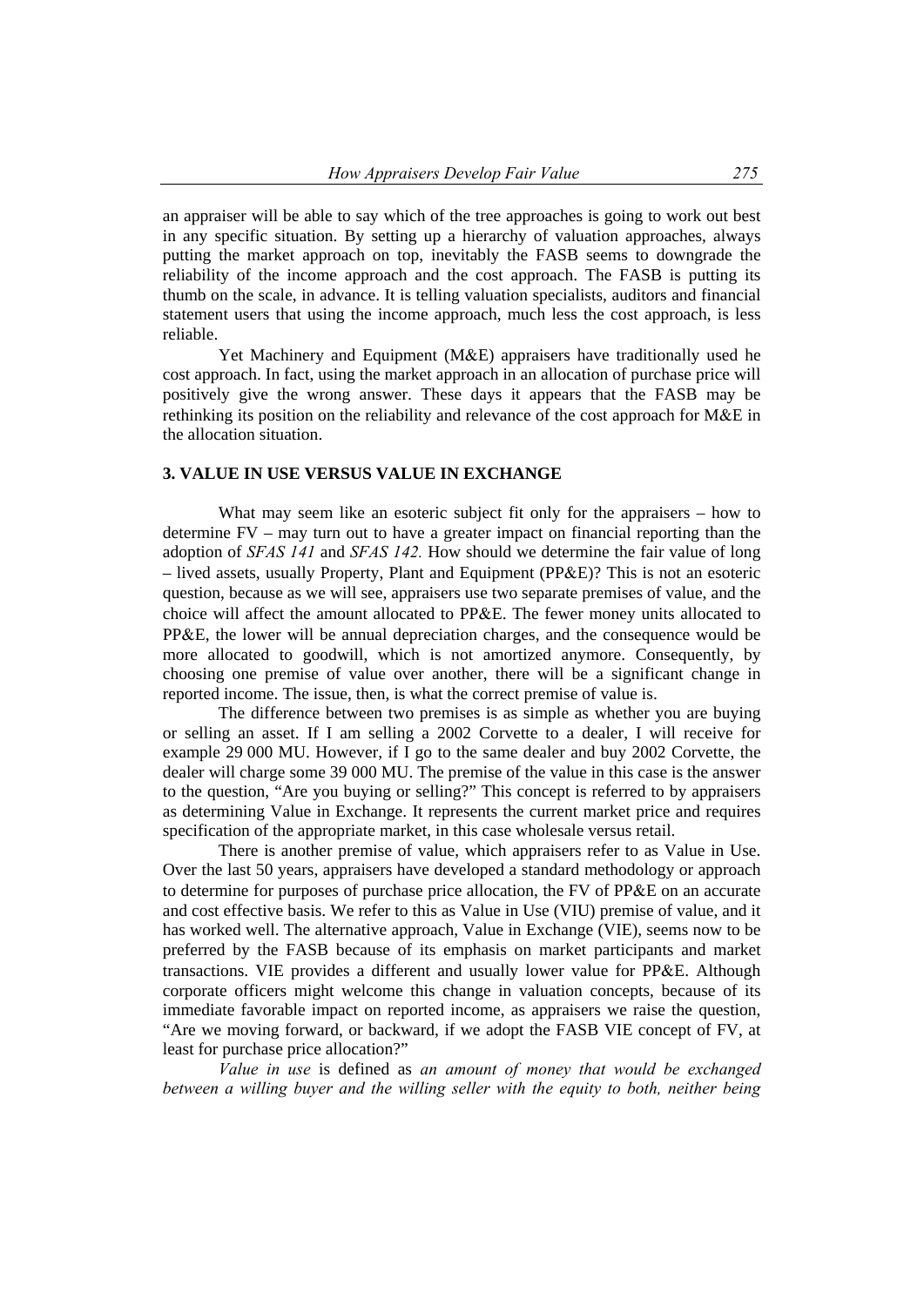an appraiser will be able to say which of the tree approaches is going to work out best in any specific situation. By setting up a hierarchy of valuation approaches, always putting the market approach on top, inevitably the FASB seems to downgrade the reliability of the income approach and the cost approach. The FASB is putting its thumb on the scale, in advance. It is telling valuation specialists, auditors and financial statement users that using the income approach, much less the cost approach, is less reliable.

Yet Machinery and Equipment (M&E) appraisers have traditionally used he cost approach. In fact, using the market approach in an allocation of purchase price will positively give the wrong answer. These days it appears that the FASB may be rethinking its position on the reliability and relevance of the cost approach for M&E in the allocation situation.

## 3. VALUE IN USE VERSUS VALUE IN EXCHANGE

What may seem like an esoteric subject fit only for the appraisers – how to determine FV – may turn out to have a greater impact on financial reporting than the adoption of *SFAS 141* and *SFAS 142.* How should we determine the fair value of long – lived assets, usually Property, Plant and Equipment (PP&E)? This is not an esoteric question, because as we will see, appraisers use two separate premises of value, and the choice will affect the amount allocated to PP&E. The fewer money units allocated to PP&E, the lower will be annual depreciation charges, and the consequence would be more allocated to goodwill, which is not amortized anymore. Consequently, by choosing one premise of value over another, there will be a significant change in reported income. The issue, then, is what the correct premise of value is.

The difference between two premises is as simple as whether you are buying or selling an asset. If I am selling a 2002 Corvette to a dealer, I will receive for example 29 000 MU. However, if I go to the same dealer and buy 2002 Corvette, the dealer will charge some 39 000 MU. The premise of the value in this case is the answer to the question, "Are you buying or selling?" This concept is referred to by appraisers as determining Value in Exchange. It represents the current market price and requires specification of the appropriate market, in this case wholesale versus retail.

There is another premise of value, which appraisers refer to as Value in Use. Over the last 50 years, appraisers have developed a standard methodology or approach to determine for purposes of purchase price allocation, the FV of PP&E on an accurate and cost effective basis. We refer to this as Value in Use (VIU) premise of value, and it has worked well. The alternative approach, Value in Exchange (VIE), seems now to be preferred by the FASB because of its emphasis on market participants and market transactions. VIE provides a different and usually lower value for PP&E. Although corporate officers might welcome this change in valuation concepts, because of its immediate favorable impact on reported income, as appraisers we raise the question, "Are we moving forward, or backward, if we adopt the FASB VIE concept of FV, at least for purchase price allocation?"

*Value in use* is defined as *an amount of money that would be exchanged between a willing buyer and the willing seller with the equity to both, neither being*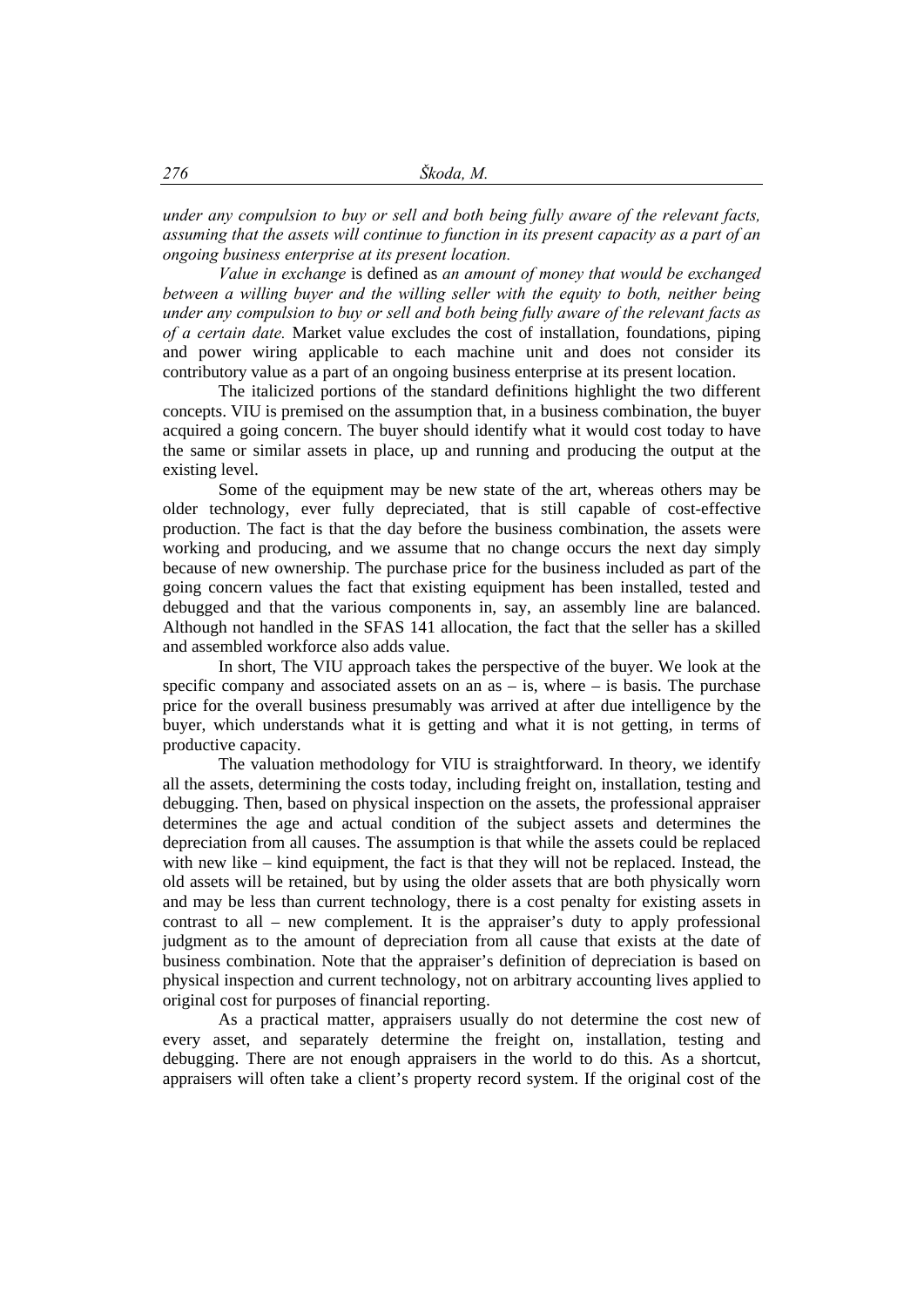*under any compulsion to buy or sell and both being fully aware of the relevant facts, assuming that the assets will continue to function in its present capacity as a part of an ongoing business enterprise at its present location.*

*Value in exchange* is defined as *an amount of money that would be exchanged between a willing buyer and the willing seller with the equity to both, neither being under any compulsion to buy or sell and both being fully aware of the relevant facts as of a certain date.* Market value excludes the cost of installation, foundations, piping and power wiring applicable to each machine unit and does not consider its contributory value as a part of an ongoing business enterprise at its present location.

The italicized portions of the standard definitions highlight the two different concepts. VIU is premised on the assumption that, in a business combination, the buyer acquired a going concern. The buyer should identify what it would cost today to have the same or similar assets in place, up and running and producing the output at the existing level.

Some of the equipment may be new state of the art, whereas others may be older technology, ever fully depreciated, that is still capable of cost-effective production. The fact is that the day before the business combination, the assets were working and producing, and we assume that no change occurs the next day simply because of new ownership. The purchase price for the business included as part of the going concern values the fact that existing equipment has been installed, tested and debugged and that the various components in, say, an assembly line are balanced. Although not handled in the SFAS 141 allocation, the fact that the seller has a skilled and assembled workforce also adds value.

In short, The VIU approach takes the perspective of the buyer. We look at the specific company and associated assets on an as – is, where – is basis. The purchase price for the overall business presumably was arrived at after due intelligence by the buyer, which understands what it is getting and what it is not getting, in terms of productive capacity.

The valuation methodology for VIU is straightforward. In theory, we identify all the assets, determining the costs today, including freight on, installation, testing and debugging. Then, based on physical inspection on the assets, the professional appraiser determines the age and actual condition of the subject assets and determines the depreciation from all causes. The assumption is that while the assets could be replaced with new like – kind equipment, the fact is that they will not be replaced. Instead, the old assets will be retained, but by using the older assets that are both physically worn and may be less than current technology, there is a cost penalty for existing assets in contrast to all – new complement. It is the appraiser's duty to apply professional judgment as to the amount of depreciation from all cause that exists at the date of business combination. Note that the appraiser's definition of depreciation is based on physical inspection and current technology, not on arbitrary accounting lives applied to original cost for purposes of financial reporting.

As a practical matter, appraisers usually do not determine the cost new of every asset, and separately determine the freight on, installation, testing and debugging. There are not enough appraisers in the world to do this. As a shortcut, appraisers will often take a client's property record system. If the original cost of the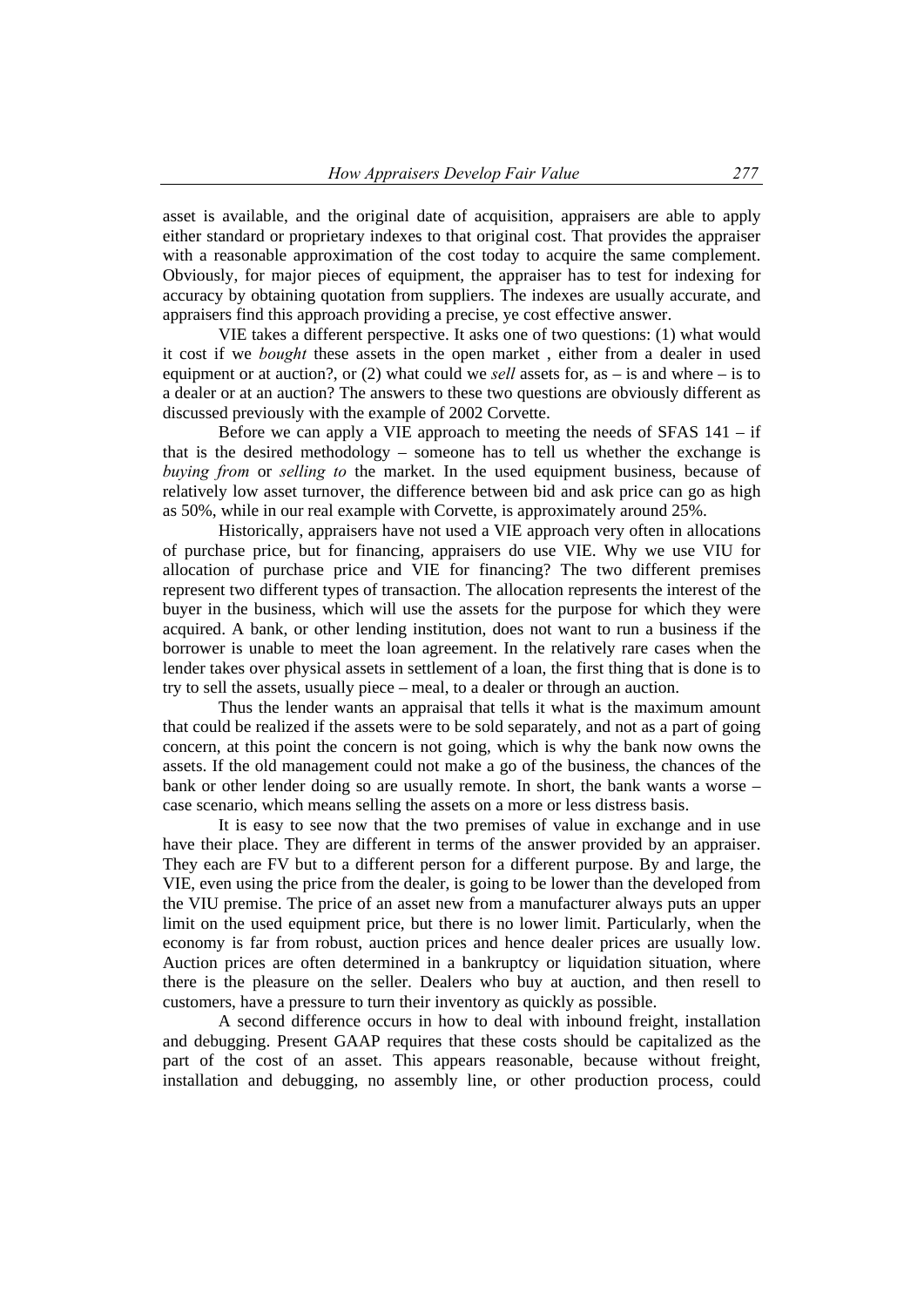asset is available, and the original date of acquisition, appraisers are able to apply either standard or proprietary indexes to that original cost. That provides the appraiser with a reasonable approximation of the cost today to acquire the same complement. Obviously, for major pieces of equipment, the appraiser has to test for indexing for accuracy by obtaining quotation from suppliers. The indexes are usually accurate, and appraisers find this approach providing a precise, ye cost effective answer.

VIE takes a different perspective. It asks one of two questions: (1) what would it cost if we *bought* these assets in the open market , either from a dealer in used equipment or at auction?, or (2) what could we *sell* assets for, as – is and where – is to a dealer or at an auction? The answers to these two questions are obviously different as discussed previously with the example of 2002 Corvette.

Before we can apply a VIE approach to meeting the needs of SFAS 141 – if that is the desired methodology – someone has to tell us whether the exchange is *buying from* or *selling to* the market. In the used equipment business, because of relatively low asset turnover, the difference between bid and ask price can go as high as 50%, while in our real example with Corvette, is approximately around 25%.

Historically, appraisers have not used a VIE approach very often in allocations of purchase price, but for financing, appraisers do use VIE. Why we use VIU for allocation of purchase price and VIE for financing? The two different premises represent two different types of transaction. The allocation represents the interest of the buyer in the business, which will use the assets for the purpose for which they were acquired. A bank, or other lending institution, does not want to run a business if the borrower is unable to meet the loan agreement. In the relatively rare cases when the lender takes over physical assets in settlement of a loan, the first thing that is done is to try to sell the assets, usually piece – meal, to a dealer or through an auction.

Thus the lender wants an appraisal that tells it what is the maximum amount that could be realized if the assets were to be sold separately, and not as a part of going concern, at this point the concern is not going, which is why the bank now owns the assets. If the old management could not make a go of the business, the chances of the bank or other lender doing so are usually remote. In short, the bank wants a worse – case scenario, which means selling the assets on a more or less distress basis.

It is easy to see now that the two premises of value in exchange and in use have their place. They are different in terms of the answer provided by an appraiser. They each are FV but to a different person for a different purpose. By and large, the VIE, even using the price from the dealer, is going to be lower than the developed from the VIU premise. The price of an asset new from a manufacturer always puts an upper limit on the used equipment price, but there is no lower limit. Particularly, when the economy is far from robust, auction prices and hence dealer prices are usually low. Auction prices are often determined in a bankruptcy or liquidation situation, where there is the pleasure on the seller. Dealers who buy at auction, and then resell to customers, have a pressure to turn their inventory as quickly as possible.

A second difference occurs in how to deal with inbound freight, installation and debugging. Present GAAP requires that these costs should be capitalized as the part of the cost of an asset. This appears reasonable, because without freight, installation and debugging, no assembly line, or other production process, could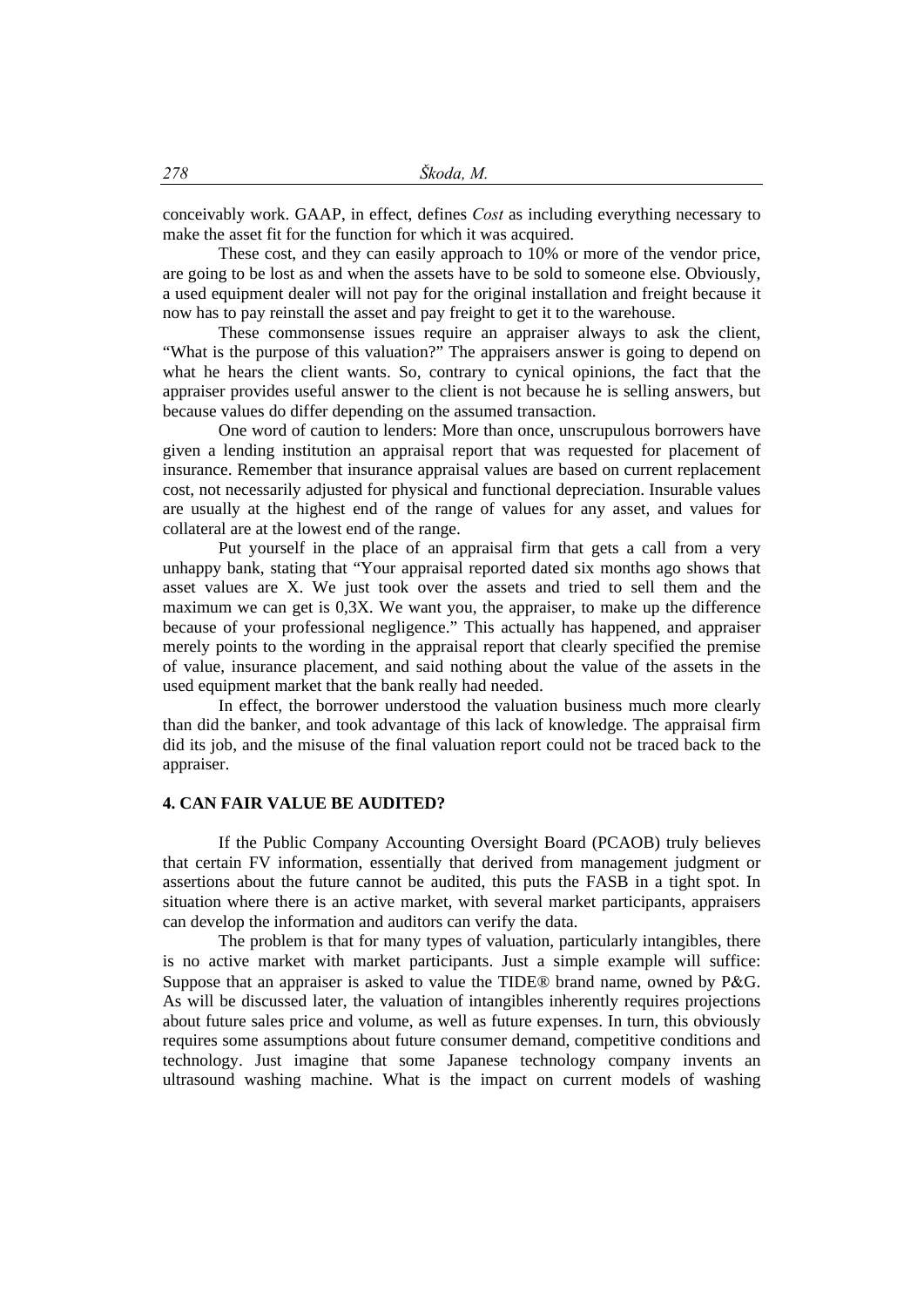conceivably work. GAAP, in effect, defines *Cost* as including everything necessary to make the asset fit for the function for which it was acquired.

These cost, and they can easily approach to 10% or more of the vendor price, are going to be lost as and when the assets have to be sold to someone else. Obviously, a used equipment dealer will not pay for the original installation and freight because it now has to pay reinstall the asset and pay freight to get it to the warehouse.

These commonsense issues require an appraiser always to ask the client, "What is the purpose of this valuation?" The appraisers answer is going to depend on what he hears the client wants. So, contrary to cynical opinions, the fact that the appraiser provides useful answer to the client is not because he is selling answers, but because values do differ depending on the assumed transaction.

One word of caution to lenders: More than once, unscrupulous borrowers have given a lending institution an appraisal report that was requested for placement of insurance. Remember that insurance appraisal values are based on current replacement cost, not necessarily adjusted for physical and functional depreciation. Insurable values are usually at the highest end of the range of values for any asset, and values for collateral are at the lowest end of the range.

Put yourself in the place of an appraisal firm that gets a call from a very unhappy bank, stating that "Your appraisal reported dated six months ago shows that asset values are X. We just took over the assets and tried to sell them and the maximum we can get is 0,3X. We want you, the appraiser, to make up the difference because of your professional negligence." This actually has happened, and appraiser merely points to the wording in the appraisal report that clearly specified the premise of value, insurance placement, and said nothing about the value of the assets in the used equipment market that the bank really had needed.

In effect, the borrower understood the valuation business much more clearly than did the banker, and took advantage of this lack of knowledge. The appraisal firm did its job, and the misuse of the final valuation report could not be traced back to the appraiser.

## 4. CAN FAIR VALUE BE AUDITED?

If the Public Company Accounting Oversight Board (PCAOB) truly believes that certain FV information, essentially that derived from management judgment or assertions about the future cannot be audited, this puts the FASB in a tight spot. In situation where there is an active market, with several market participants, appraisers can develop the information and auditors can verify the data.

The problem is that for many types of valuation, particularly intangibles, there is no active market with market participants. Just a simple example will suffice: Suppose that an appraiser is asked to value the TIDE® brand name, owned by P&G. As will be discussed later, the valuation of intangibles inherently requires projections about future sales price and volume, as well as future expenses. In turn, this obviously requires some assumptions about future consumer demand, competitive conditions and technology. Just imagine that some Japanese technology company invents an ultrasound washing machine. What is the impact on current models of washing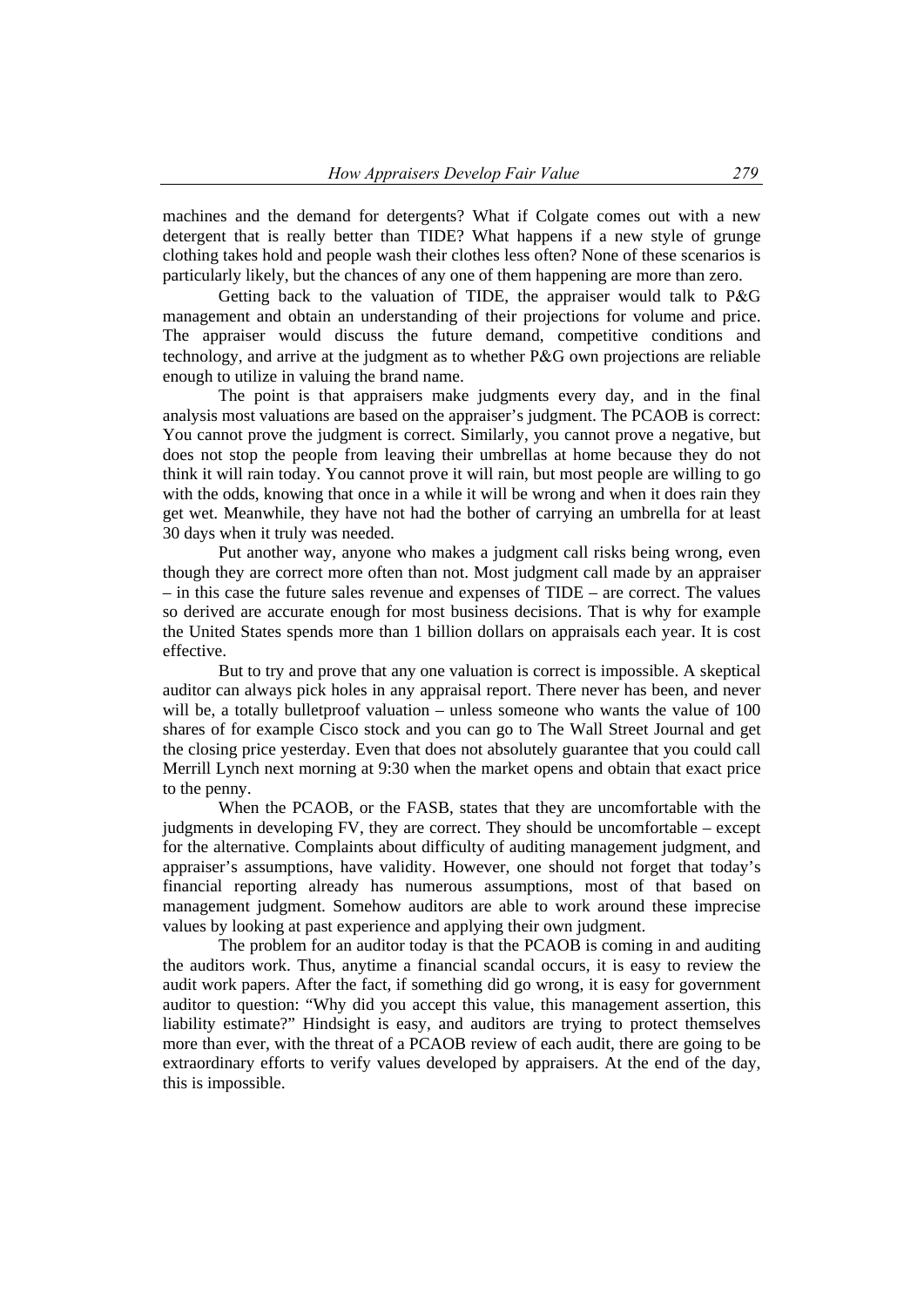machines and the demand for detergents? What if Colgate comes out with a new detergent that is really better than TIDE? What happens if a new style of grunge clothing takes hold and people wash their clothes less often? None of these scenarios is particularly likely, but the chances of any one of them happening are more than zero.

Getting back to the valuation of TIDE, the appraiser would talk to P&G management and obtain an understanding of their projections for volume and price. The appraiser would discuss the future demand, competitive conditions and technology, and arrive at the judgment as to whether P&G own projections are reliable enough to utilize in valuing the brand name.

The point is that appraisers make judgments every day, and in the final analysis most valuations are based on the appraiser's judgment. The PCAOB is correct: You cannot prove the judgment is correct. Similarly, you cannot prove a negative, but does not stop the people from leaving their umbrellas at home because they do not think it will rain today. You cannot prove it will rain, but most people are willing to go with the odds, knowing that once in a while it will be wrong and when it does rain they get wet. Meanwhile, they have not had the bother of carrying an umbrella for at least 30 days when it truly was needed.

Put another way, anyone who makes a judgment call risks being wrong, even though they are correct more often than not. Most judgment call made by an appraiser – in this case the future sales revenue and expenses of TIDE – are correct. The values so derived are accurate enough for most business decisions. That is why for example the United States spends more than 1 billion dollars on appraisals each year. It is cost effective.

But to try and prove that any one valuation is correct is impossible. A skeptical auditor can always pick holes in any appraisal report. There never has been, and never will be, a totally bulletproof valuation – unless someone who wants the value of 100 shares of for example Cisco stock and you can go to The Wall Street Journal and get the closing price yesterday. Even that does not absolutely guarantee that you could call Merrill Lynch next morning at 9:30 when the market opens and obtain that exact price to the penny.

When the PCAOB, or the FASB, states that they are uncomfortable with the judgments in developing FV, they are correct. They should be uncomfortable – except for the alternative. Complaints about difficulty of auditing management judgment, and appraiser's assumptions, have validity. However, one should not forget that today's financial reporting already has numerous assumptions, most of that based on management judgment. Somehow auditors are able to work around these imprecise values by looking at past experience and applying their own judgment.

The problem for an auditor today is that the PCAOB is coming in and auditing the auditors work. Thus, anytime a financial scandal occurs, it is easy to review the audit work papers. After the fact, if something did go wrong, it is easy for government auditor to question: "Why did you accept this value, this management assertion, this liability estimate?" Hindsight is easy, and auditors are trying to protect themselves more than ever, with the threat of a PCAOB review of each audit, there are going to be extraordinary efforts to verify values developed by appraisers. At the end of the day, this is impossible.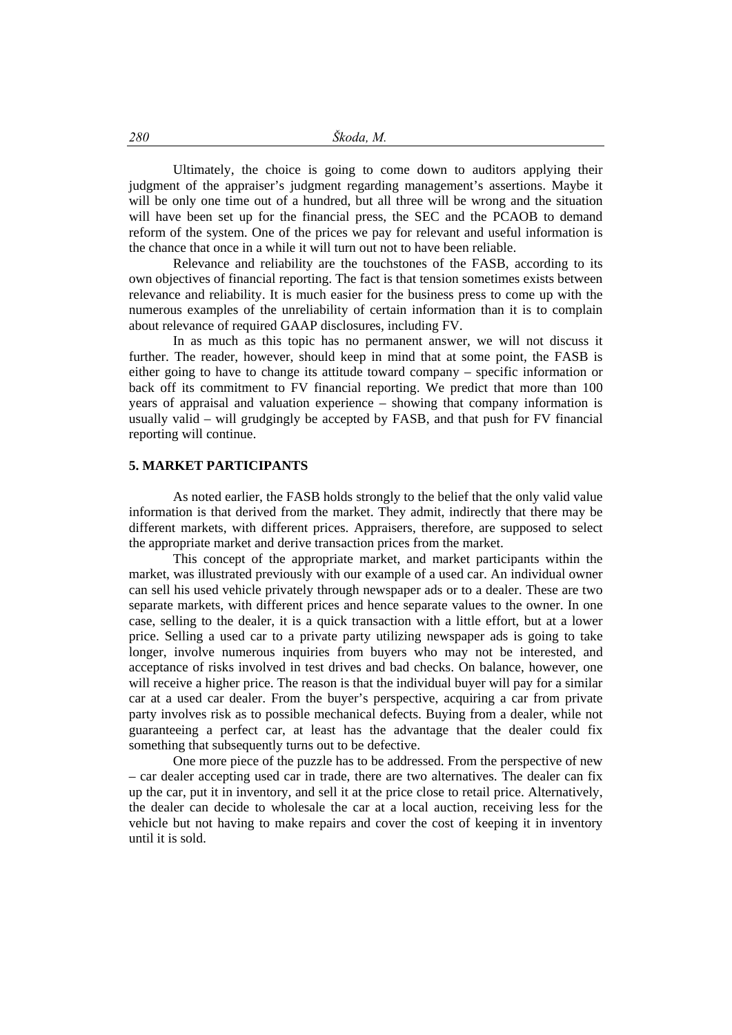Ultimately, the choice is going to come down to auditors applying their judgment of the appraiser's judgment regarding management's assertions. Maybe it will be only one time out of a hundred, but all three will be wrong and the situation will have been set up for the financial press, the SEC and the PCAOB to demand reform of the system. One of the prices we pay for relevant and useful information is the chance that once in a while it will turn out not to have been reliable.

Relevance and reliability are the touchstones of the FASB, according to its own objectives of financial reporting. The fact is that tension sometimes exists between relevance and reliability. It is much easier for the business press to come up with the numerous examples of the unreliability of certain information than it is to complain about relevance of required GAAP disclosures, including FV.

In as much as this topic has no permanent answer, we will not discuss it further. The reader, however, should keep in mind that at some point, the FASB is either going to have to change its attitude toward company – specific information or back off its commitment to FV financial reporting. We predict that more than 100 years of appraisal and valuation experience – showing that company information is usually valid – will grudgingly be accepted by FASB, and that push for FV financial reporting will continue.

## 5. MARKET PARTICIPANTS

As noted earlier, the FASB holds strongly to the belief that the only valid value information is that derived from the market. They admit, indirectly that there may be different markets, with different prices. Appraisers, therefore, are supposed to select the appropriate market and derive transaction prices from the market.

This concept of the appropriate market, and market participants within the market, was illustrated previously with our example of a used car. An individual owner can sell his used vehicle privately through newspaper ads or to a dealer. These are two separate markets, with different prices and hence separate values to the owner. In one case, selling to the dealer, it is a quick transaction with a little effort, but at a lower price. Selling a used car to a private party utilizing newspaper ads is going to take longer, involve numerous inquiries from buyers who may not be interested, and acceptance of risks involved in test drives and bad checks. On balance, however, one will receive a higher price. The reason is that the individual buyer will pay for a similar car at a used car dealer. From the buyer's perspective, acquiring a car from private party involves risk as to possible mechanical defects. Buying from a dealer, while not guaranteeing a perfect car, at least has the advantage that the dealer could fix something that subsequently turns out to be defective.

One more piece of the puzzle has to be addressed. From the perspective of new – car dealer accepting used car in trade, there are two alternatives. The dealer can fix up the car, put it in inventory, and sell it at the price close to retail price. Alternatively, the dealer can decide to wholesale the car at a local auction, receiving less for the vehicle but not having to make repairs and cover the cost of keeping it in inventory until it is sold.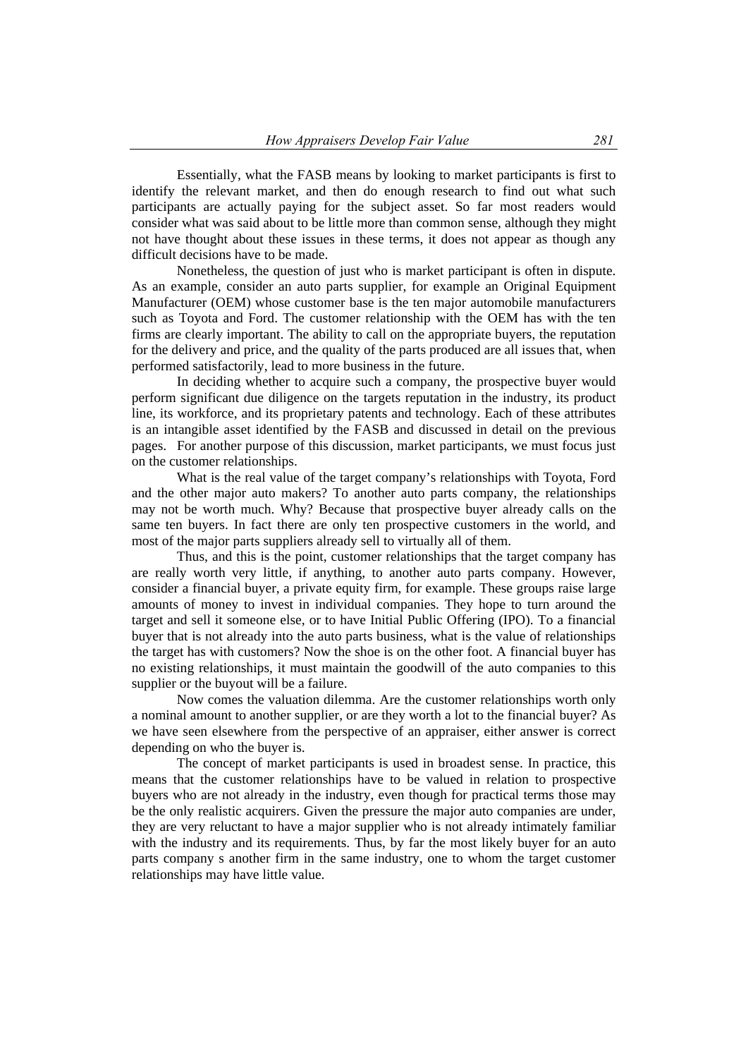Essentially, what the FASB means by looking to market participants is first to identify the relevant market, and then do enough research to find out what such participants are actually paying for the subject asset. So far most readers would consider what was said about to be little more than common sense, although they might not have thought about these issues in these terms, it does not appear as though any difficult decisions have to be made.

Nonetheless, the question of just who is market participant is often in dispute. As an example, consider an auto parts supplier, for example an Original Equipment Manufacturer (OEM) whose customer base is the ten major automobile manufacturers such as Toyota and Ford. The customer relationship with the OEM has with the ten firms are clearly important. The ability to call on the appropriate buyers, the reputation for the delivery and price, and the quality of the parts produced are all issues that, when performed satisfactorily, lead to more business in the future.

In deciding whether to acquire such a company, the prospective buyer would perform significant due diligence on the targets reputation in the industry, its product line, its workforce, and its proprietary patents and technology. Each of these attributes is an intangible asset identified by the FASB and discussed in detail on the previous pages. For another purpose of this discussion, market participants, we must focus just on the customer relationships.

What is the real value of the target company's relationships with Toyota, Ford and the other major auto makers? To another auto parts company, the relationships may not be worth much. Why? Because that prospective buyer already calls on the same ten buyers. In fact there are only ten prospective customers in the world, and most of the major parts suppliers already sell to virtually all of them.

Thus, and this is the point, customer relationships that the target company has are really worth very little, if anything, to another auto parts company. However, consider a financial buyer, a private equity firm, for example. These groups raise large amounts of money to invest in individual companies. They hope to turn around the target and sell it someone else, or to have Initial Public Offering (IPO). To a financial buyer that is not already into the auto parts business, what is the value of relationships the target has with customers? Now the shoe is on the other foot. A financial buyer has no existing relationships, it must maintain the goodwill of the auto companies to this supplier or the buyout will be a failure.

Now comes the valuation dilemma. Are the customer relationships worth only a nominal amount to another supplier, or are they worth a lot to the financial buyer? As we have seen elsewhere from the perspective of an appraiser, either answer is correct depending on who the buyer is.

The concept of market participants is used in broadest sense. In practice, this means that the customer relationships have to be valued in relation to prospective buyers who are not already in the industry, even though for practical terms those may be the only realistic acquirers. Given the pressure the major auto companies are under, they are very reluctant to have a major supplier who is not already intimately familiar with the industry and its requirements. Thus, by far the most likely buyer for an auto parts company s another firm in the same industry, one to whom the target customer relationships may have little value.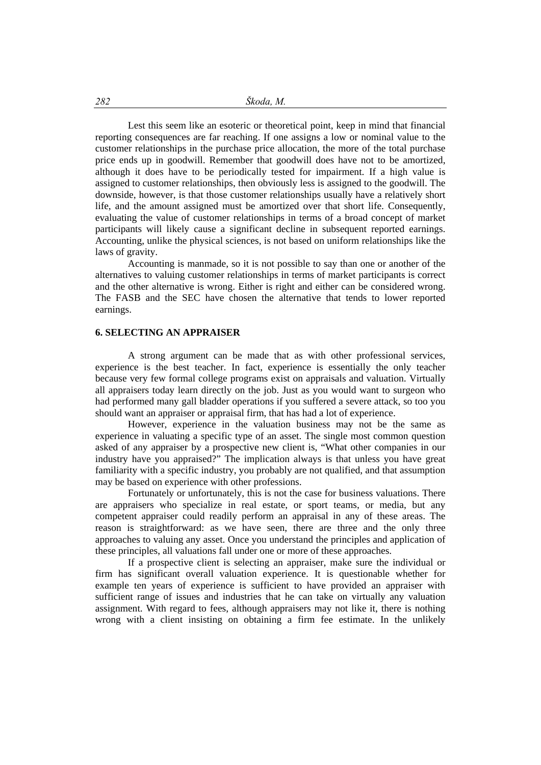Lest this seem like an esoteric or theoretical point, keep in mind that financial reporting consequences are far reaching. If one assigns a low or nominal value to the customer relationships in the purchase price allocation, the more of the total purchase price ends up in goodwill. Remember that goodwill does have not to be amortized, although it does have to be periodically tested for impairment. If a high value is assigned to customer relationships, then obviously less is assigned to the goodwill. The downside, however, is that those customer relationships usually have a relatively short life, and the amount assigned must be amortized over that short life. Consequently, evaluating the value of customer relationships in terms of a broad concept of market participants will likely cause a significant decline in subsequent reported earnings. Accounting, unlike the physical sciences, is not based on uniform relationships like the laws of gravity.

Accounting is manmade, so it is not possible to say than one or another of the alternatives to valuing customer relationships in terms of market participants is correct and the other alternative is wrong. Either is right and either can be considered wrong. The FASB and the SEC have chosen the alternative that tends to lower reported earnings.

## 6. SELECTING AN APPRAISER

A strong argument can be made that as with other professional services, experience is the best teacher. In fact, experience is essentially the only teacher because very few formal college programs exist on appraisals and valuation. Virtually all appraisers today learn directly on the job. Just as you would want to surgeon who had performed many gall bladder operations if you suffered a severe attack, so too you should want an appraiser or appraisal firm, that has had a lot of experience.

However, experience in the valuation business may not be the same as experience in valuating a specific type of an asset. The single most common question asked of any appraiser by a prospective new client is, "What other companies in our industry have you appraised?" The implication always is that unless you have great familiarity with a specific industry, you probably are not qualified, and that assumption may be based on experience with other professions.

Fortunately or unfortunately, this is not the case for business valuations. There are appraisers who specialize in real estate, or sport teams, or media, but any competent appraiser could readily perform an appraisal in any of these areas. The reason is straightforward: as we have seen, there are three and the only three approaches to valuing any asset. Once you understand the principles and application of these principles, all valuations fall under one or more of these approaches.

If a prospective client is selecting an appraiser, make sure the individual or firm has significant overall valuation experience. It is questionable whether for example ten years of experience is sufficient to have provided an appraiser with sufficient range of issues and industries that he can take on virtually any valuation assignment. With regard to fees, although appraisers may not like it, there is nothing wrong with a client insisting on obtaining a firm fee estimate. In the unlikely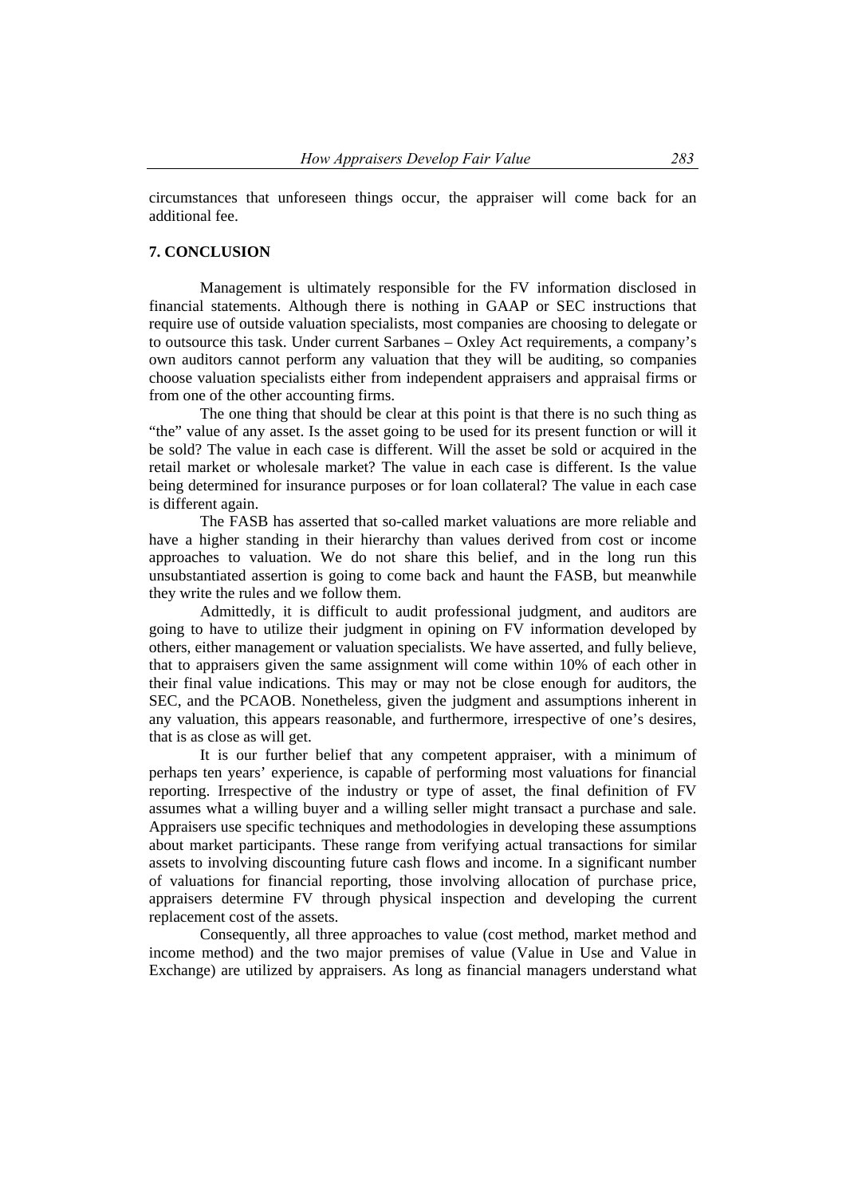circumstances that unforeseen things occur, the appraiser will come back for an additional fee.

## 7. CONCLUSION

Management is ultimately responsible for the FV information disclosed in financial statements. Although there is nothing in GAAP or SEC instructions that require use of outside valuation specialists, most companies are choosing to delegate or to outsource this task. Under current Sarbanes – Oxley Act requirements, a company's own auditors cannot perform any valuation that they will be auditing, so companies choose valuation specialists either from independent appraisers and appraisal firms or from one of the other accounting firms.

The one thing that should be clear at this point is that there is no such thing as "the" value of any asset. Is the asset going to be used for its present function or will it be sold? The value in each case is different. Will the asset be sold or acquired in the retail market or wholesale market? The value in each case is different. Is the value being determined for insurance purposes or for loan collateral? The value in each case is different again.

The FASB has asserted that so-called market valuations are more reliable and have a higher standing in their hierarchy than values derived from cost or income approaches to valuation. We do not share this belief, and in the long run this unsubstantiated assertion is going to come back and haunt the FASB, but meanwhile they write the rules and we follow them.

Admittedly, it is difficult to audit professional judgment, and auditors are going to have to utilize their judgment in opining on FV information developed by others, either management or valuation specialists. We have asserted, and fully believe, that to appraisers given the same assignment will come within 10% of each other in their final value indications. This may or may not be close enough for auditors, the SEC, and the PCAOB. Nonetheless, given the judgment and assumptions inherent in any valuation, this appears reasonable, and furthermore, irrespective of one's desires, that is as close as will get.

It is our further belief that any competent appraiser, with a minimum of perhaps ten years' experience, is capable of performing most valuations for financial reporting. Irrespective of the industry or type of asset, the final definition of FV assumes what a willing buyer and a willing seller might transact a purchase and sale. Appraisers use specific techniques and methodologies in developing these assumptions about market participants. These range from verifying actual transactions for similar assets to involving discounting future cash flows and income. In a significant number of valuations for financial reporting, those involving allocation of purchase price, appraisers determine FV through physical inspection and developing the current replacement cost of the assets.

Consequently, all three approaches to value (cost method, market method and income method) and the two major premises of value (Value in Use and Value in Exchange) are utilized by appraisers. As long as financial managers understand what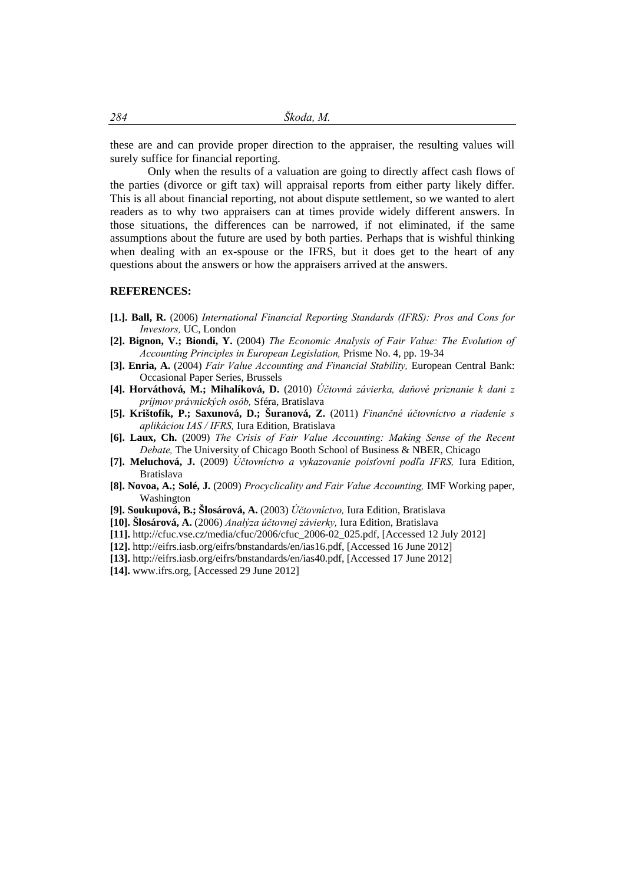these are and can provide proper direction to the appraiser, the resulting values will surely suffice for financial reporting.

Only when the results of a valuation are going to directly affect cash flows of the parties (divorce or gift tax) will appraisal reports from either party likely differ. This is all about financial reporting, not about dispute settlement, so we wanted to alert readers as to why two appraisers can at times provide widely different answers. In those situations, the differences can be narrowed, if not eliminated, if the same assumptions about the future are used by both parties. Perhaps that is wishful thinking when dealing with an ex-spouse or the IFRS, but it does get to the heart of any questions about the answers or how the appraisers arrived at the answers.

**REFERENCES:**

**[1.]. Ball, R.** (2006) *International Financial Reporting Standards (IFRS): Pros and Cons for Investors,* UC, London

**[2]. Bignon, V.; Biondi, Y.** (2004) *The Economic Analysis of Fair Value: The Evolution of Accounting Principles in European Legislation,* Prisme No. 4, pp. 19-34

**[3]. Enria, A.** (2004) *Fair Value Accounting and Financial Stability,* European Central Bank: Occasional Paper Series, Brussels

**[4]. Horváthová, M.; Mihalíková, D.** (2010) *Účtovná závierka, daňové priznanie k dani z príjmov právnických osôb,* Sféra, Bratislava

**[5]. Krištofík, P.; Saxunová, D.; Šuranová, Z.** (2011) *Finančné účtovníctvo a riadenie s aplikáciou IAS / IFRS,* Iura Edition, Bratislava

**[6]. Laux, Ch.** (2009) *The Crisis of Fair Value Accounting: Making Sense of the Recent Debate,* The University of Chicago Booth School of Business & NBER, Chicago

**[7]. Meluchová, J.** (2009) *Účtovníctvo a vykazovanie poisťovní podľa IFRS,* Iura Edition, Bratislava

**[8]. Novoa, A.; Solé, J.** (2009) *Procyclicality and Fair Value Accounting,* IMF Working paper, Washington

**[9]. Soukupová, B.; Šlosárová, A.** (2003) *Účtovníctvo,* Iura Edition, Bratislava

**[10]. Šlosárová, A.** (2006) *Analýza účtovnej závierky,* Iura Edition, Bratislava

**[11].** http://cfuc.vse.cz/media/cfuc/2006/cfuc_2006-02_025.pdf, [Accessed 12 July 2012]

**[12].** http://eifrs.iasb.org/eifrs/bnstandards/en/ias16.pdf, [Accessed 16 June 2012]

**[13].** http://eifrs.iasb.org/eifrs/bnstandards/en/ias40.pdf, [Accessed 17 June 2012]

**[14].** www.ifrs.org, [Accessed 29 June 2012]